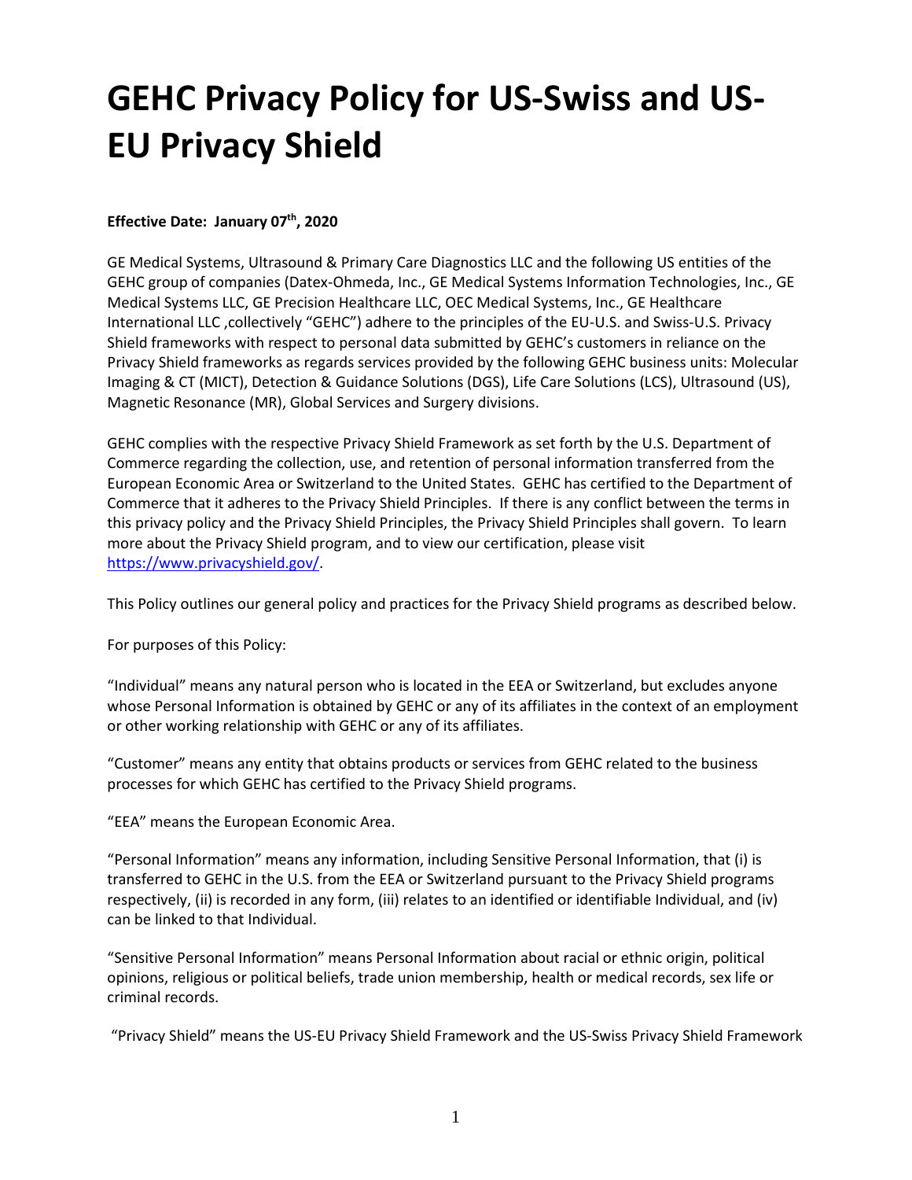# GEHC Privacy Policy for US-Swiss and US-EU Privacy Shield

**Effective Date: January 07th, 2020**

GE Medical Systems, Ultrasound & Primary Care Diagnostics LLC and the following US entities of the GEHC group of companies (Datex-Ohmeda, Inc., GE Medical Systems Information Technologies, Inc., GE Medical Systems LLC, GE Precision Healthcare LLC, OEC Medical Systems, Inc., GE Healthcare International LLC ,collectively "GEHC") adhere to the principles of the EU-U.S. and Swiss-U.S. Privacy Shield frameworks with respect to personal data submitted by GEHC's customers in reliance on the Privacy Shield frameworks as regards services provided by the following GEHC business units: Molecular Imaging & CT (MICT), Detection & Guidance Solutions (DGS), Life Care Solutions (LCS), Ultrasound (US), Magnetic Resonance (MR), Global Services and Surgery divisions.

GEHC complies with the respective Privacy Shield Framework as set forth by the U.S. Department of Commerce regarding the collection, use, and retention of personal information transferred from the European Economic Area or Switzerland to the United States. GEHC has certified to the Department of Commerce that it adheres to the Privacy Shield Principles. If there is any conflict between the terms in this privacy policy and the Privacy Shield Principles, the Privacy Shield Principles shall govern. To learn more about the Privacy Shield program, and to view our certification, please visit [https://www.privacyshield.gov/](https://www.privacyshield.gov/).

This Policy outlines our general policy and practices for the Privacy Shield programs as described below.

For purposes of this Policy:

"Individual" means any natural person who is located in the EEA or Switzerland, but excludes anyone whose Personal Information is obtained by GEHC or any of its affiliates in the context of an employment or other working relationship with GEHC or any of its affiliates.

"Customer" means any entity that obtains products or services from GEHC related to the business processes for which GEHC has certified to the Privacy Shield programs.

"EEA" means the European Economic Area.

"Personal Information" means any information, including Sensitive Personal Information, that (i) is transferred to GEHC in the U.S. from the EEA or Switzerland pursuant to the Privacy Shield programs respectively, (ii) is recorded in any form, (iii) relates to an identified or identifiable Individual, and (iv) can be linked to that Individual.

"Sensitive Personal Information" means Personal Information about racial or ethnic origin, political opinions, religious or political beliefs, trade union membership, health or medical records, sex life or criminal records.

"Privacy Shield" means the US-EU Privacy Shield Framework and the US-Swiss Privacy Shield Framework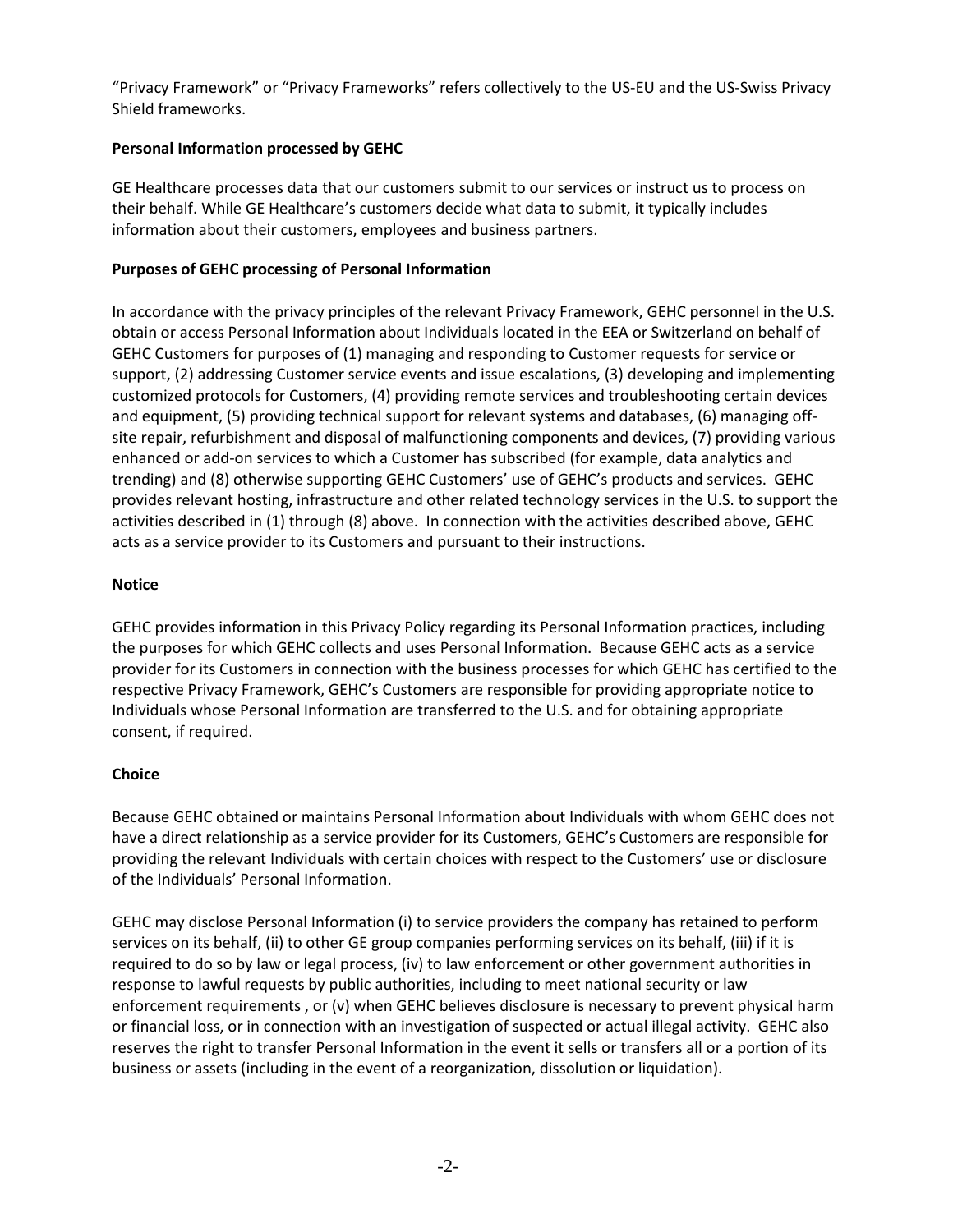“Privacy Framework” or “Privacy Frameworks” refers collectively to the US-EU and the US-Swiss Privacy Shield frameworks.

**Personal Information processed by GEHC**

GE Healthcare processes data that our customers submit to our services or instruct us to process on their behalf. While GE Healthcare’s customers decide what data to submit, it typically includes information about their customers, employees and business partners.

**Purposes of GEHC processing of Personal Information**

In accordance with the privacy principles of the relevant Privacy Framework, GEHC personnel in the U.S. obtain or access Personal Information about Individuals located in the EEA or Switzerland on behalf of GEHC Customers for purposes of (1) managing and responding to Customer requests for service or support, (2) addressing Customer service events and issue escalations, (3) developing and implementing customized protocols for Customers, (4) providing remote services and troubleshooting certain devices and equipment, (5) providing technical support for relevant systems and databases, (6) managing off-site repair, refurbishment and disposal of malfunctioning components and devices, (7) providing various enhanced or add-on services to which a Customer has subscribed (for example, data analytics and trending) and (8) otherwise supporting GEHC Customers’ use of GEHC’s products and services. GEHC provides relevant hosting, infrastructure and other related technology services in the U.S. to support the activities described in (1) through (8) above. In connection with the activities described above, GEHC acts as a service provider to its Customers and pursuant to their instructions.

**Notice**

GEHC provides information in this Privacy Policy regarding its Personal Information practices, including the purposes for which GEHC collects and uses Personal Information. Because GEHC acts as a service provider for its Customers in connection with the business processes for which GEHC has certified to the respective Privacy Framework, GEHC’s Customers are responsible for providing appropriate notice to Individuals whose Personal Information are transferred to the U.S. and for obtaining appropriate consent, if required.

**Choice**

Because GEHC obtained or maintains Personal Information about Individuals with whom GEHC does not have a direct relationship as a service provider for its Customers, GEHC’s Customers are responsible for providing the relevant Individuals with certain choices with respect to the Customers’ use or disclosure of the Individuals’ Personal Information.

GEHC may disclose Personal Information (i) to service providers the company has retained to perform services on its behalf, (ii) to other GE group companies performing services on its behalf, (iii) if it is required to do so by law or legal process, (iv) to law enforcement or other government authorities in response to lawful requests by public authorities, including to meet national security or law enforcement requirements , or (v) when GEHC believes disclosure is necessary to prevent physical harm or financial loss, or in connection with an investigation of suspected or actual illegal activity. GEHC also reserves the right to transfer Personal Information in the event it sells or transfers all or a portion of its business or assets (including in the event of a reorganization, dissolution or liquidation).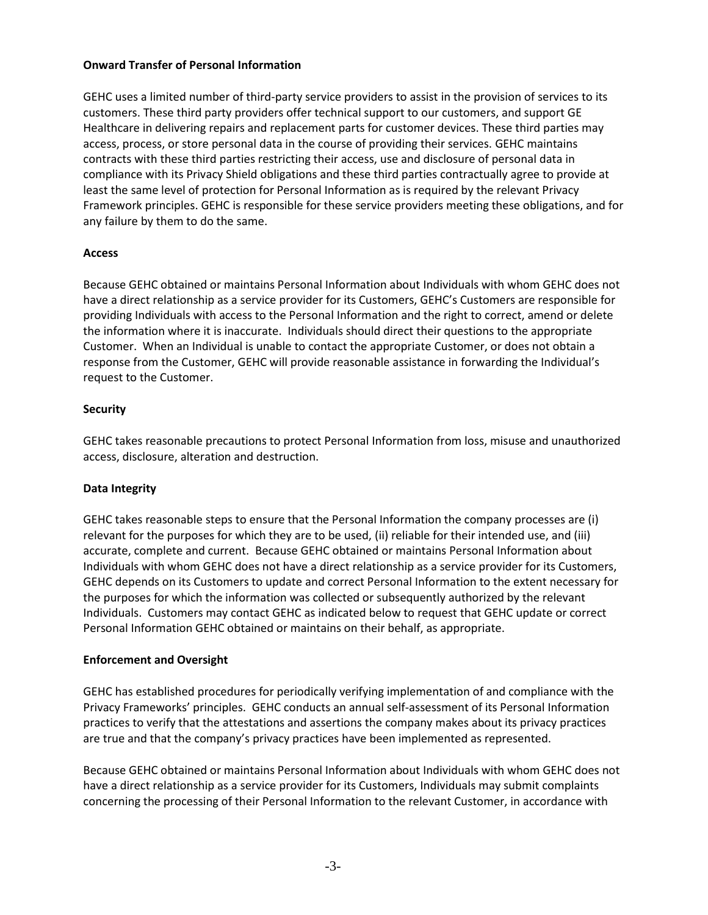**Onward Transfer of Personal Information**

GEHC uses a limited number of third-party service providers to assist in the provision of services to its customers. These third party providers offer technical support to our customers, and support GE Healthcare in delivering repairs and replacement parts for customer devices. These third parties may access, process, or store personal data in the course of providing their services. GEHC maintains contracts with these third parties restricting their access, use and disclosure of personal data in compliance with its Privacy Shield obligations and these third parties contractually agree to provide at least the same level of protection for Personal Information as is required by the relevant Privacy Framework principles. GEHC is responsible for these service providers meeting these obligations, and for any failure by them to do the same.

**Access**

Because GEHC obtained or maintains Personal Information about Individuals with whom GEHC does not have a direct relationship as a service provider for its Customers, GEHC's Customers are responsible for providing Individuals with access to the Personal Information and the right to correct, amend or delete the information where it is inaccurate. Individuals should direct their questions to the appropriate Customer. When an Individual is unable to contact the appropriate Customer, or does not obtain a response from the Customer, GEHC will provide reasonable assistance in forwarding the Individual's request to the Customer.

**Security**

GEHC takes reasonable precautions to protect Personal Information from loss, misuse and unauthorized access, disclosure, alteration and destruction.

**Data Integrity**

GEHC takes reasonable steps to ensure that the Personal Information the company processes are (i) relevant for the purposes for which they are to be used, (ii) reliable for their intended use, and (iii) accurate, complete and current. Because GEHC obtained or maintains Personal Information about Individuals with whom GEHC does not have a direct relationship as a service provider for its Customers, GEHC depends on its Customers to update and correct Personal Information to the extent necessary for the purposes for which the information was collected or subsequently authorized by the relevant Individuals. Customers may contact GEHC as indicated below to request that GEHC update or correct Personal Information GEHC obtained or maintains on their behalf, as appropriate.

**Enforcement and Oversight**

GEHC has established procedures for periodically verifying implementation of and compliance with the Privacy Frameworks' principles. GEHC conducts an annual self-assessment of its Personal Information practices to verify that the attestations and assertions the company makes about its privacy practices are true and that the company's privacy practices have been implemented as represented.

Because GEHC obtained or maintains Personal Information about Individuals with whom GEHC does not have a direct relationship as a service provider for its Customers, Individuals may submit complaints concerning the processing of their Personal Information to the relevant Customer, in accordance with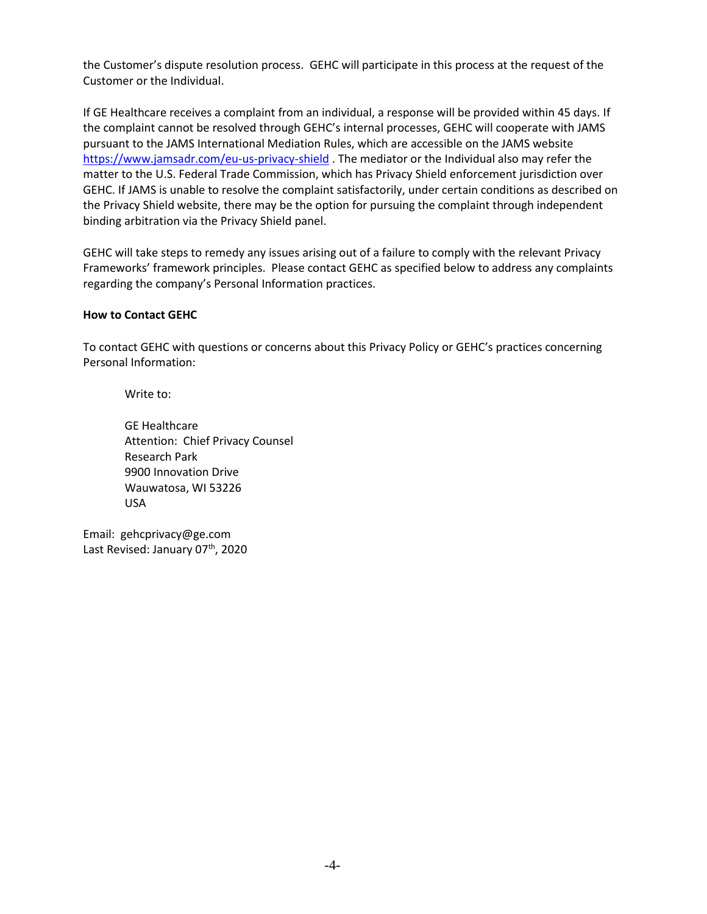the Customer's dispute resolution process. GEHC will participate in this process at the request of the Customer or the Individual.

If GE Healthcare receives a complaint from an individual, a response will be provided within 45 days. If the complaint cannot be resolved through GEHC's internal processes, GEHC will cooperate with JAMS pursuant to the JAMS International Mediation Rules, which are accessible on the JAMS website https://www.jamsadr.com/eu-us-privacy-shield . The mediator or the Individual also may refer the matter to the U.S. Federal Trade Commission, which has Privacy Shield enforcement jurisdiction over GEHC. If JAMS is unable to resolve the complaint satisfactorily, under certain conditions as described on the Privacy Shield website, there may be the option for pursuing the complaint through independent binding arbitration via the Privacy Shield panel.

GEHC will take steps to remedy any issues arising out of a failure to comply with the relevant Privacy Frameworks' framework principles. Please contact GEHC as specified below to address any complaints regarding the company's Personal Information practices.

**How to Contact GEHC**

To contact GEHC with questions or concerns about this Privacy Policy or GEHC's practices concerning Personal Information:

Write to:

GE Healthcare
Attention: Chief Privacy Counsel
Research Park
9900 Innovation Drive
Wauwatosa, WI 53226
USA

Email: gehcprivacy@ge.com
Last Revised: January 07th, 2020